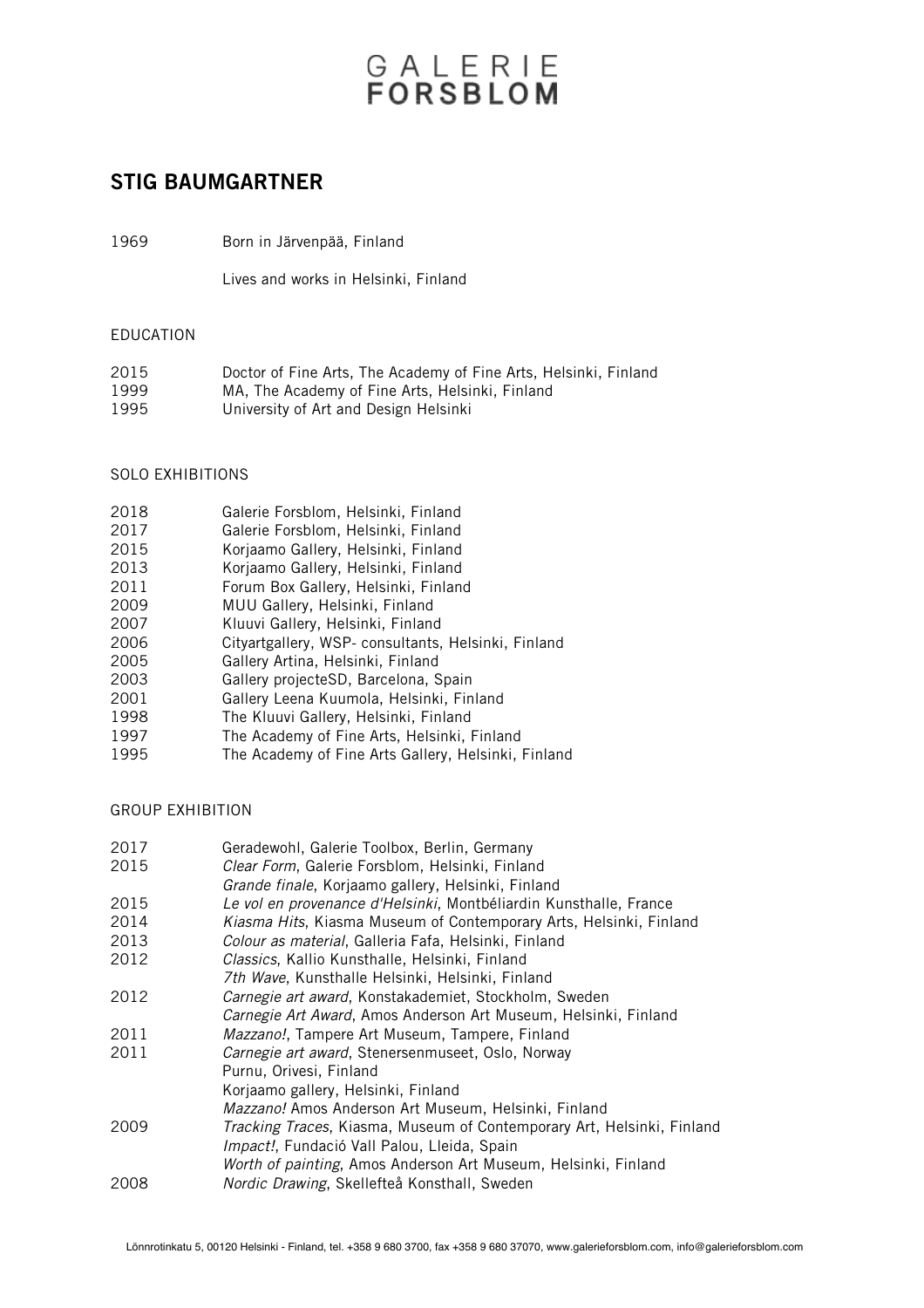GALERIE
FORSBLOM

# STIG BAUMGARTNER

1969 Born in Järvenpää, Finland

Lives and works in Helsinki, Finland

## EDUCATION

2015 Doctor of Fine Arts, The Academy of Fine Arts, Helsinki, Finland
1999 MA, The Academy of Fine Arts, Helsinki, Finland
1995 University of Art and Design Helsinki

## SOLO EXHIBITIONS

2018 Galerie Forsblom, Helsinki, Finland
2017 Galerie Forsblom, Helsinki, Finland
2015 Korjaamo Gallery, Helsinki, Finland
2013 Korjaamo Gallery, Helsinki, Finland
2011 Forum Box Gallery, Helsinki, Finland
2009 MUU Gallery, Helsinki, Finland
2007 Kluuvi Gallery, Helsinki, Finland
2006 Cityartgallery, WSP- consultants, Helsinki, Finland
2005 Gallery Artina, Helsinki, Finland
2003 Gallery projecteSD, Barcelona, Spain
2001 Gallery Leena Kuumola, Helsinki, Finland
1998 The Kluuvi Gallery, Helsinki, Finland
1997 The Academy of Fine Arts, Helsinki, Finland
1995 The Academy of Fine Arts Gallery, Helsinki, Finland

## GROUP EXHIBITION

2017 Geradewohl, Galerie Toolbox, Berlin, Germany
2015 *Clear Form*, Galerie Forsblom, Helsinki, Finland
*Grande finale*, Korjaamo gallery, Helsinki, Finland
2015 *Le vol en provenance d'Helsinki*, Montbéliardin Kunsthalle, France
2014 *Kiasma Hits*, Kiasma Museum of Contemporary Arts, Helsinki, Finland
2013 *Colour as material*, Galleria Fafa, Helsinki, Finland
2012 *Classics*, Kallio Kunsthalle, Helsinki, Finland
*7th Wave*, Kunsthalle Helsinki, Helsinki, Finland
2012 *Carnegie art award*, Konstakademiet, Stockholm, Sweden
*Carnegie Art Award*, Amos Anderson Art Museum, Helsinki, Finland
2011 *Mazzano!*, Tampere Art Museum, Tampere, Finland
2011 *Carnegie art award*, Stenersenmuseet, Oslo, Norway
Purnu, Orivesi, Finland
Korjaamo gallery, Helsinki, Finland
*Mazzano!* Amos Anderson Art Museum, Helsinki, Finland
2009 *Tracking Traces*, Kiasma, Museum of Contemporary Art, Helsinki, Finland
*Impact!*, Fundació Vall Palou, Lleida, Spain
*Worth of painting*, Amos Anderson Art Museum, Helsinki, Finland
2008 *Nordic Drawing*, Skellefteå Konsthall, Sweden

Lönnrotinkatu 5, 00120 Helsinki - Finland, tel. +358 9 680 3700, fax +358 9 680 37070, www.galerieforsblom.com, info@galerieforsblom.com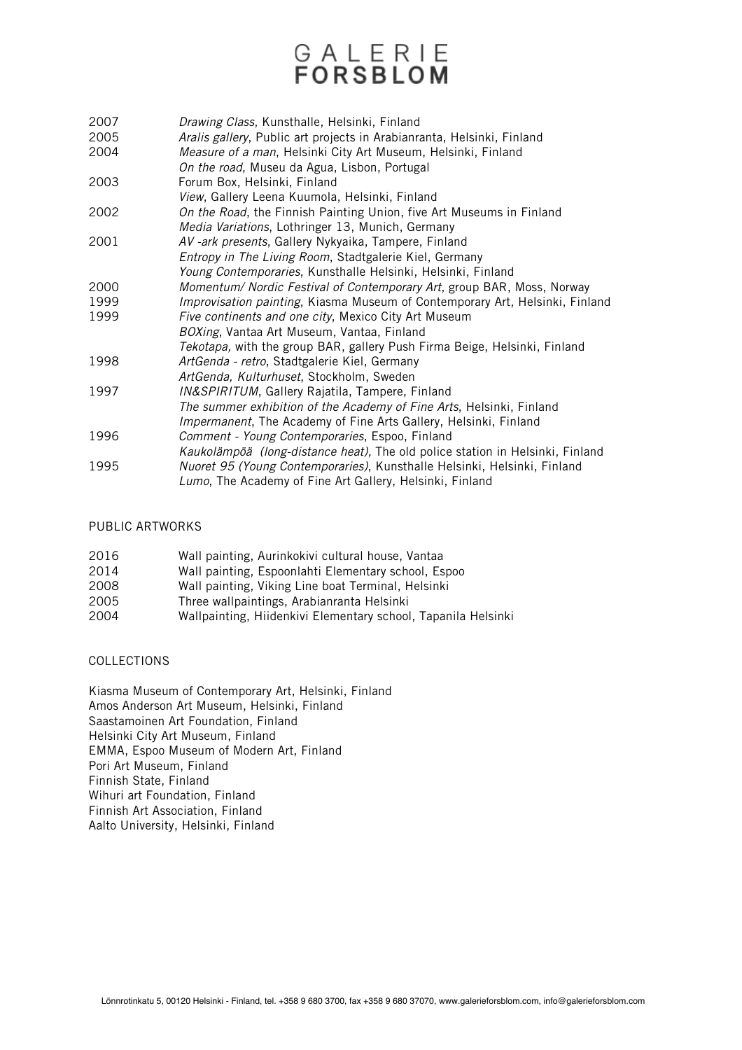| | |
|---|---|
| 2007 | *Drawing Class*, Kunsthalle, Helsinki, Finland |
| 2005 | *Aralis gallery*, Public art projects in Arabianranta, Helsinki, Finland |
| 2004 | *Measure of a man*, Helsinki City Art Museum, Helsinki, Finland |
| | *On the road*, Museu da Agua, Lisbon, Portugal |
| 2003 | Forum Box, Helsinki, Finland |
| | *View*, Gallery Leena Kuumola, Helsinki, Finland |
| 2002 | *On the Road*, the Finnish Painting Union, five Art Museums in Finland |
| | *Media Variations*, Lothringer 13, Munich, Germany |
| 2001 | *AV -ark presents*, Gallery Nykyaika, Tampere, Finland |
| | *Entropy in The Living Room*, Stadtgalerie Kiel, Germany |
| | *Young Contemporaries*, Kunsthalle Helsinki, Helsinki, Finland |
| 2000 | *Momentum/ Nordic Festival of Contemporary Art*, group BAR, Moss, Norway |
| 1999 | *Improvisation painting*, Kiasma Museum of Contemporary Art, Helsinki, Finland |
| 1999 | *Five continents and one city*, Mexico City Art Museum |
| | *BOXing*, Vantaa Art Museum, Vantaa, Finland |
| | *Tekotapa,* with the group BAR, gallery Push Firma Beige, Helsinki, Finland |
| 1998 | *ArtGenda - retro*, Stadtgalerie Kiel, Germany |
| | *ArtGenda, Kulturhuset*, Stockholm, Sweden |
| 1997 | *IN&SPIRITUM*, Gallery Rajatila, Tampere, Finland |
| | *The summer exhibition of the Academy of Fine Arts*, Helsinki, Finland |
| | *Impermanent*, The Academy of Fine Arts Gallery, Helsinki, Finland |
| 1996 | *Comment - Young Contemporaries*, Espoo, Finland |
| | *Kaukolämpöä (long-distance heat),* The old police station in Helsinki, Finland |
| 1995 | *Nuoret 95 (Young Contemporaries)*, Kunsthalle Helsinki, Helsinki, Finland |
| | *Lumo*, The Academy of Fine Art Gallery, Helsinki, Finland |

## PUBLIC ARTWORKS

| | |
|---|---|
| 2016 | Wall painting, Aurinkokivi cultural house, Vantaa |
| 2014 | Wall painting, Espoonlahti Elementary school, Espoo |
| 2008 | Wall painting, Viking Line boat Terminal, Helsinki |
| 2005 | Three wallpaintings, Arabianranta Helsinki |
| 2004 | Wallpainting, Hiidenkivi Elementary school, Tapanila Helsinki |

## COLLECTIONS

Kiasma Museum of Contemporary Art, Helsinki, Finland
Amos Anderson Art Museum, Helsinki, Finland
Saastamoinen Art Foundation, Finland
Helsinki City Art Museum, Finland
EMMA, Espoo Museum of Modern Art, Finland
Pori Art Museum, Finland
Finnish State, Finland
Wihuri art Foundation, Finland
Finnish Art Association, Finland
Aalto University, Helsinki, Finland